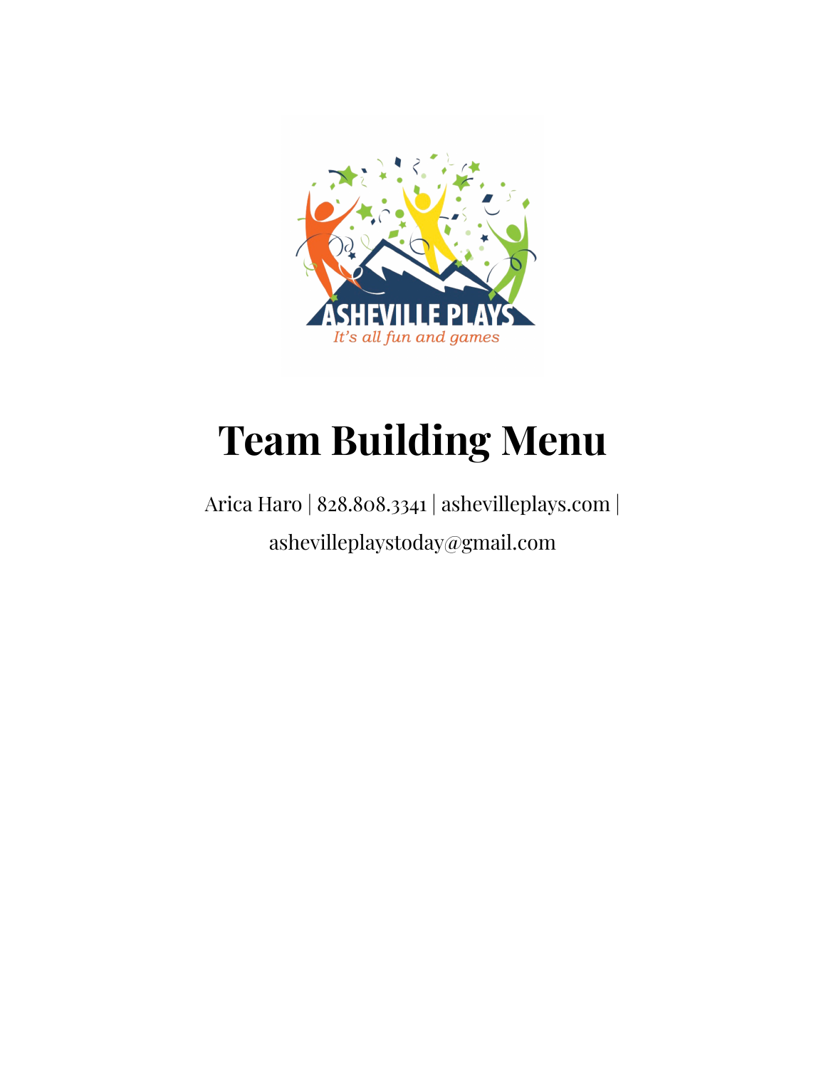# Team Building Menu

Arica Haro | 828.808.3341 | ashevilleplays.com | ashevilleplaystoday@gmail.com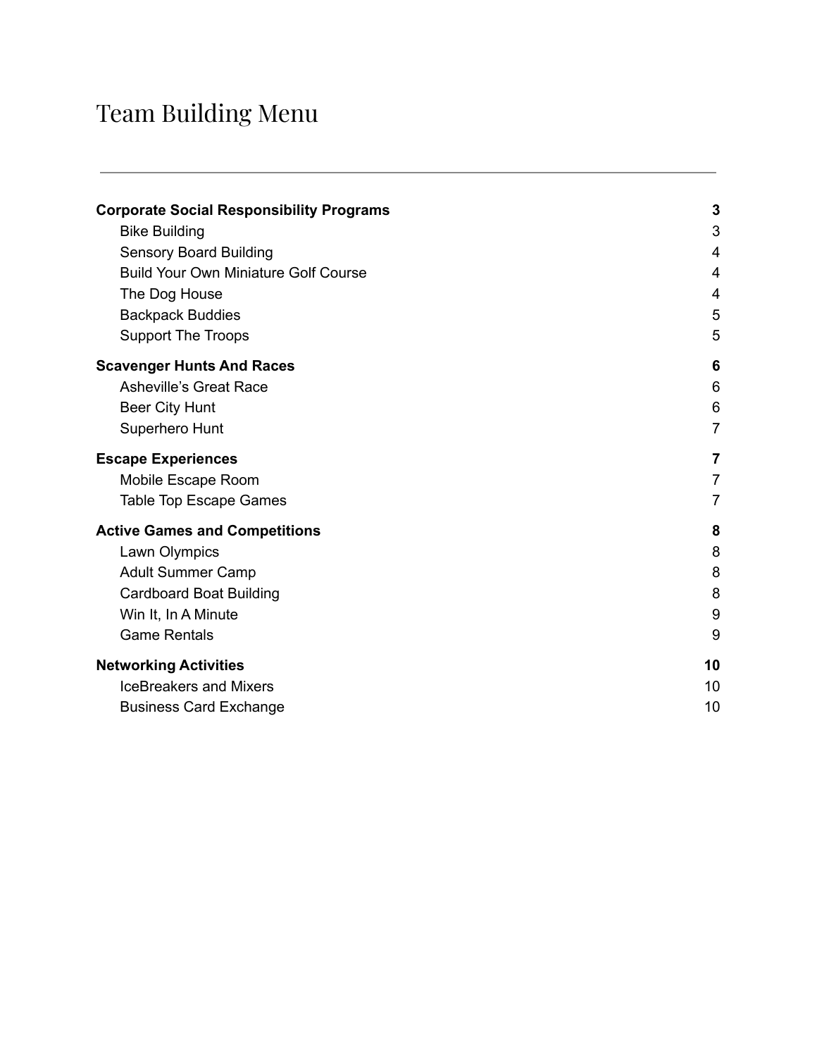# Team Building Menu

---

| | |
|---|---|
| **Corporate Social Responsibility Programs** | **3** |
| Bike Building | 3 |
| Sensory Board Building | 4 |
| Build Your Own Miniature Golf Course | 4 |
| The Dog House | 4 |
| Backpack Buddies | 5 |
| Support The Troops | 5 |
| **Scavenger Hunts And Races** | **6** |
| Asheville's Great Race | 6 |
| Beer City Hunt | 6 |
| Superhero Hunt | 7 |
| **Escape Experiences** | **7** |
| Mobile Escape Room | 7 |
| Table Top Escape Games | 7 |
| **Active Games and Competitions** | **8** |
| Lawn Olympics | 8 |
| Adult Summer Camp | 8 |
| Cardboard Boat Building | 8 |
| Win It, In A Minute | 9 |
| Game Rentals | 9 |
| **Networking Activities** | **10** |
| IceBreakers and Mixers | 10 |
| Business Card Exchange | 10 |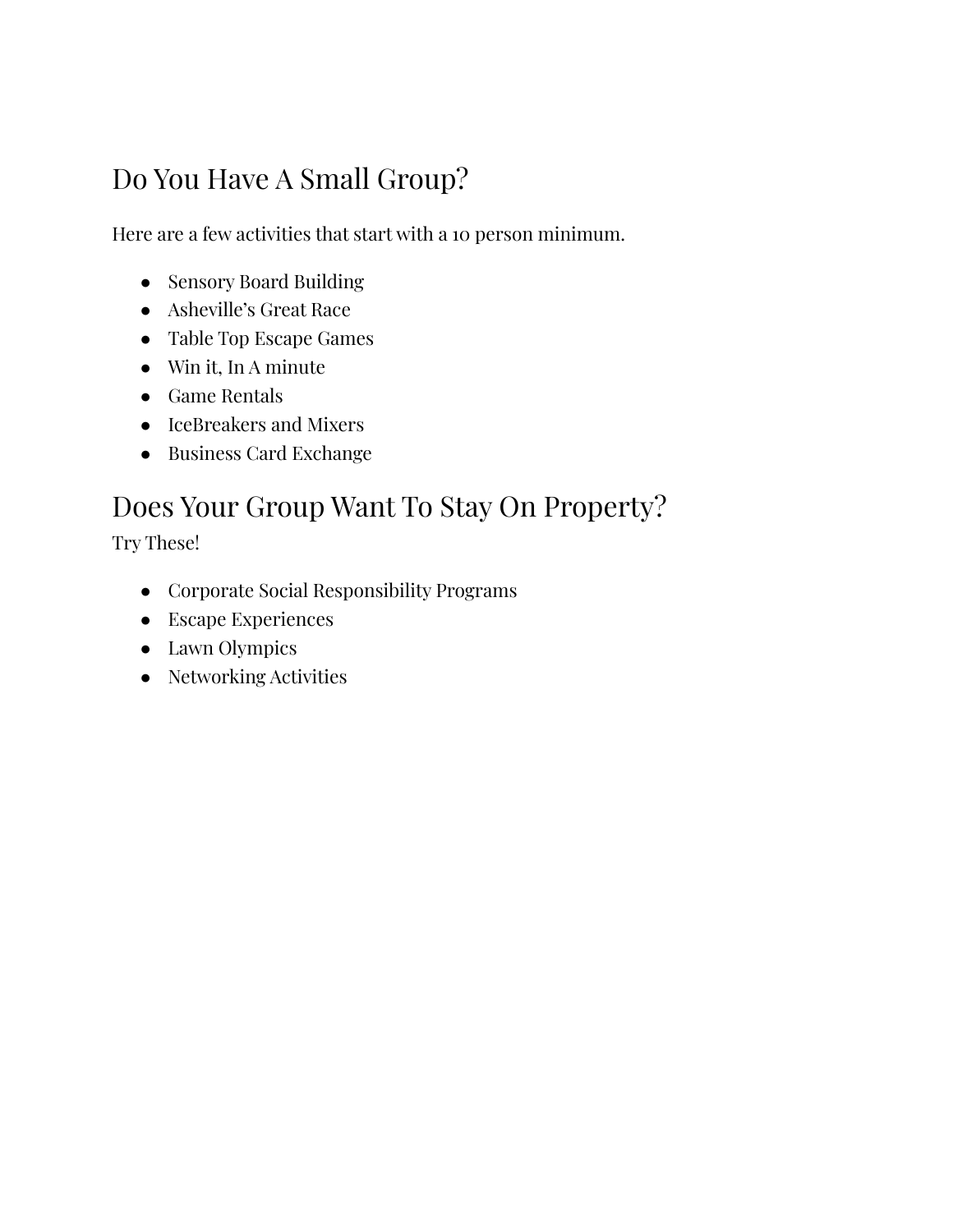## Do You Have A Small Group?

Here are a few activities that start with a 10 person minimum.

- Sensory Board Building
- Asheville's Great Race
- Table Top Escape Games
- Win it, In A minute
- Game Rentals
- IceBreakers and Mixers
- Business Card Exchange

## Does Your Group Want To Stay On Property?

Try These!

- Corporate Social Responsibility Programs
- Escape Experiences
- Lawn Olympics
- Networking Activities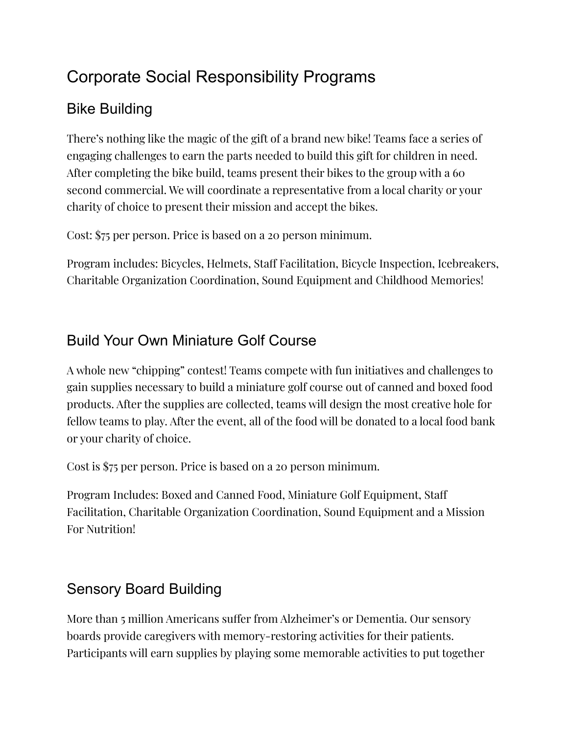# Corporate Social Responsibility Programs

## Bike Building

There's nothing like the magic of the gift of a brand new bike! Teams face a series of engaging challenges to earn the parts needed to build this gift for children in need. After completing the bike build, teams present their bikes to the group with a 60 second commercial. We will coordinate a representative from a local charity or your charity of choice to present their mission and accept the bikes.

Cost: $75 per person. Price is based on a 20 person minimum.

Program includes: Bicycles, Helmets, Staff Facilitation, Bicycle Inspection, Icebreakers, Charitable Organization Coordination, Sound Equipment and Childhood Memories!

## Build Your Own Miniature Golf Course

A whole new "chipping" contest! Teams compete with fun initiatives and challenges to gain supplies necessary to build a miniature golf course out of canned and boxed food products. After the supplies are collected, teams will design the most creative hole for fellow teams to play. After the event, all of the food will be donated to a local food bank or your charity of choice.

Cost is $75 per person. Price is based on a 20 person minimum.

Program Includes: Boxed and Canned Food, Miniature Golf Equipment, Staff Facilitation, Charitable Organization Coordination, Sound Equipment and a Mission For Nutrition!

## Sensory Board Building

More than 5 million Americans suffer from Alzheimer's or Dementia. Our sensory boards provide caregivers with memory-restoring activities for their patients. Participants will earn supplies by playing some memorable activities to put together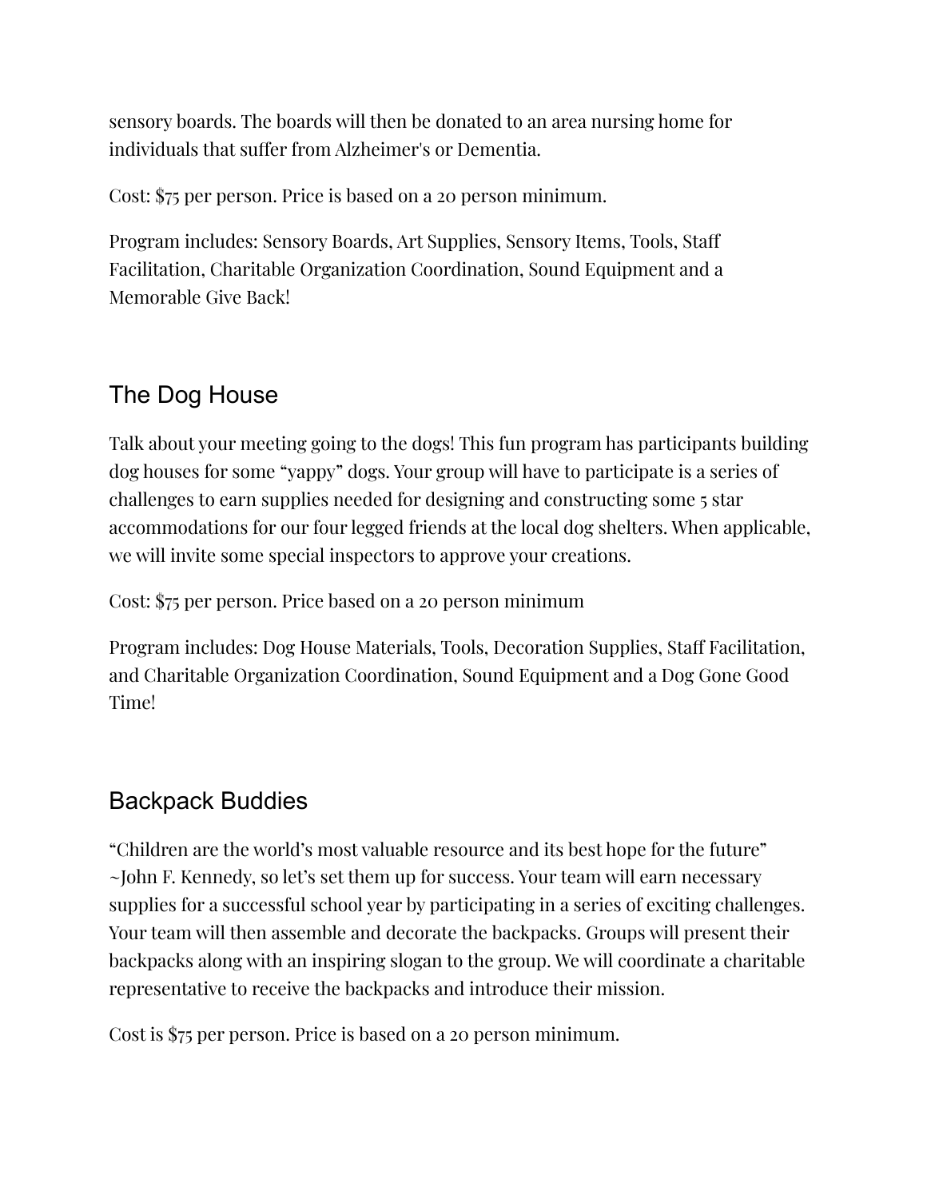sensory boards. The boards will then be donated to an area nursing home for individuals that suffer from Alzheimer's or Dementia.

Cost: $75 per person. Price is based on a 20 person minimum.

Program includes: Sensory Boards, Art Supplies, Sensory Items, Tools, Staff Facilitation, Charitable Organization Coordination, Sound Equipment and a Memorable Give Back!

## The Dog House

Talk about your meeting going to the dogs! This fun program has participants building dog houses for some "yappy" dogs. Your group will have to participate is a series of challenges to earn supplies needed for designing and constructing some 5 star accommodations for our four legged friends at the local dog shelters. When applicable, we will invite some special inspectors to approve your creations.

Cost: $75 per person. Price based on a 20 person minimum

Program includes: Dog House Materials, Tools, Decoration Supplies, Staff Facilitation, and Charitable Organization Coordination, Sound Equipment and a Dog Gone Good Time!

## Backpack Buddies

"Children are the world's most valuable resource and its best hope for the future" ~John F. Kennedy, so let's set them up for success. Your team will earn necessary supplies for a successful school year by participating in a series of exciting challenges. Your team will then assemble and decorate the backpacks. Groups will present their backpacks along with an inspiring slogan to the group. We will coordinate a charitable representative to receive the backpacks and introduce their mission.

Cost is $75 per person. Price is based on a 20 person minimum.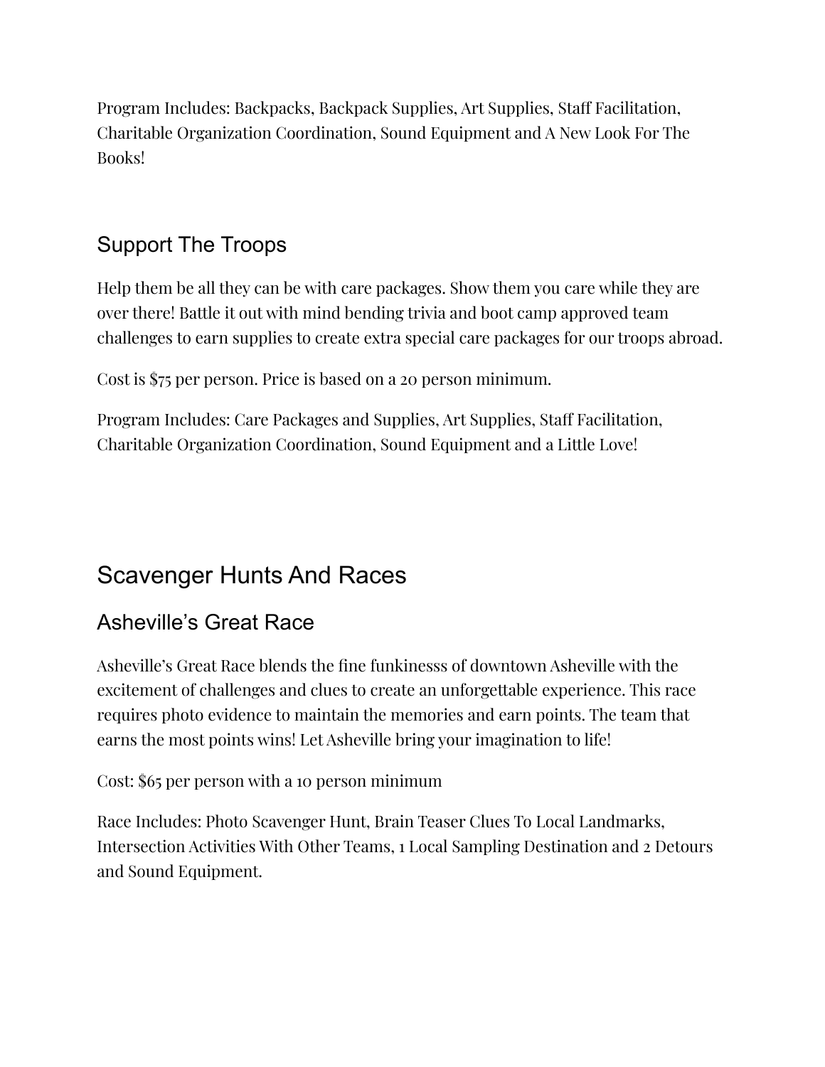Program Includes: Backpacks, Backpack Supplies, Art Supplies, Staff Facilitation, Charitable Organization Coordination, Sound Equipment and A New Look For The Books!

### Support The Troops

Help them be all they can be with care packages. Show them you care while they are over there! Battle it out with mind bending trivia and boot camp approved team challenges to earn supplies to create extra special care packages for our troops abroad.

Cost is $75 per person. Price is based on a 20 person minimum.

Program Includes: Care Packages and Supplies, Art Supplies, Staff Facilitation, Charitable Organization Coordination, Sound Equipment and a Little Love!

## Scavenger Hunts And Races

### Asheville's Great Race

Asheville's Great Race blends the fine funkinesss of downtown Asheville with the excitement of challenges and clues to create an unforgettable experience. This race requires photo evidence to maintain the memories and earn points. The team that earns the most points wins! Let Asheville bring your imagination to life!

Cost: $65 per person with a 10 person minimum

Race Includes: Photo Scavenger Hunt, Brain Teaser Clues To Local Landmarks, Intersection Activities With Other Teams, 1 Local Sampling Destination and 2 Detours and Sound Equipment.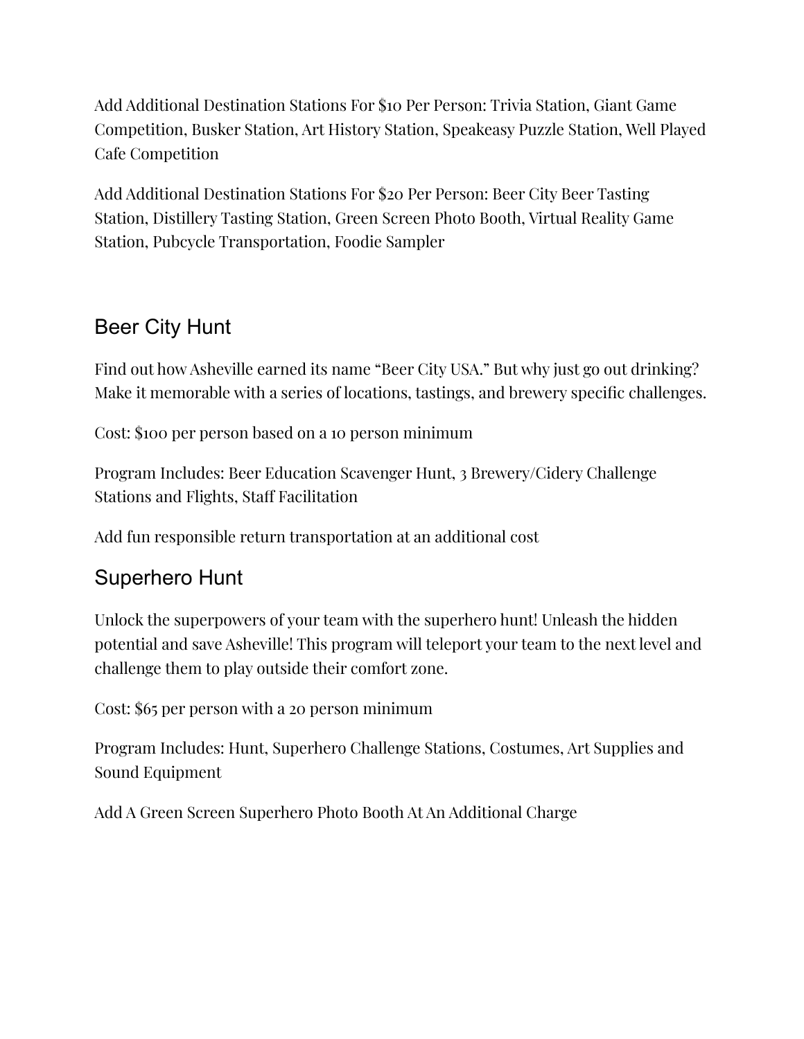Add Additional Destination Stations For $10 Per Person: Trivia Station, Giant Game Competition, Busker Station, Art History Station, Speakeasy Puzzle Station, Well Played Cafe Competition

Add Additional Destination Stations For $20 Per Person: Beer City Beer Tasting Station, Distillery Tasting Station, Green Screen Photo Booth, Virtual Reality Game Station, Pubcycle Transportation, Foodie Sampler

## Beer City Hunt

Find out how Asheville earned its name "Beer City USA." But why just go out drinking? Make it memorable with a series of locations, tastings, and brewery specific challenges.

Cost: $100 per person based on a 10 person minimum

Program Includes: Beer Education Scavenger Hunt, 3 Brewery/Cidery Challenge Stations and Flights, Staff Facilitation

Add fun responsible return transportation at an additional cost

## Superhero Hunt

Unlock the superpowers of your team with the superhero hunt! Unleash the hidden potential and save Asheville! This program will teleport your team to the next level and challenge them to play outside their comfort zone.

Cost: $65 per person with a 20 person minimum

Program Includes: Hunt, Superhero Challenge Stations, Costumes, Art Supplies and Sound Equipment

Add A Green Screen Superhero Photo Booth At An Additional Charge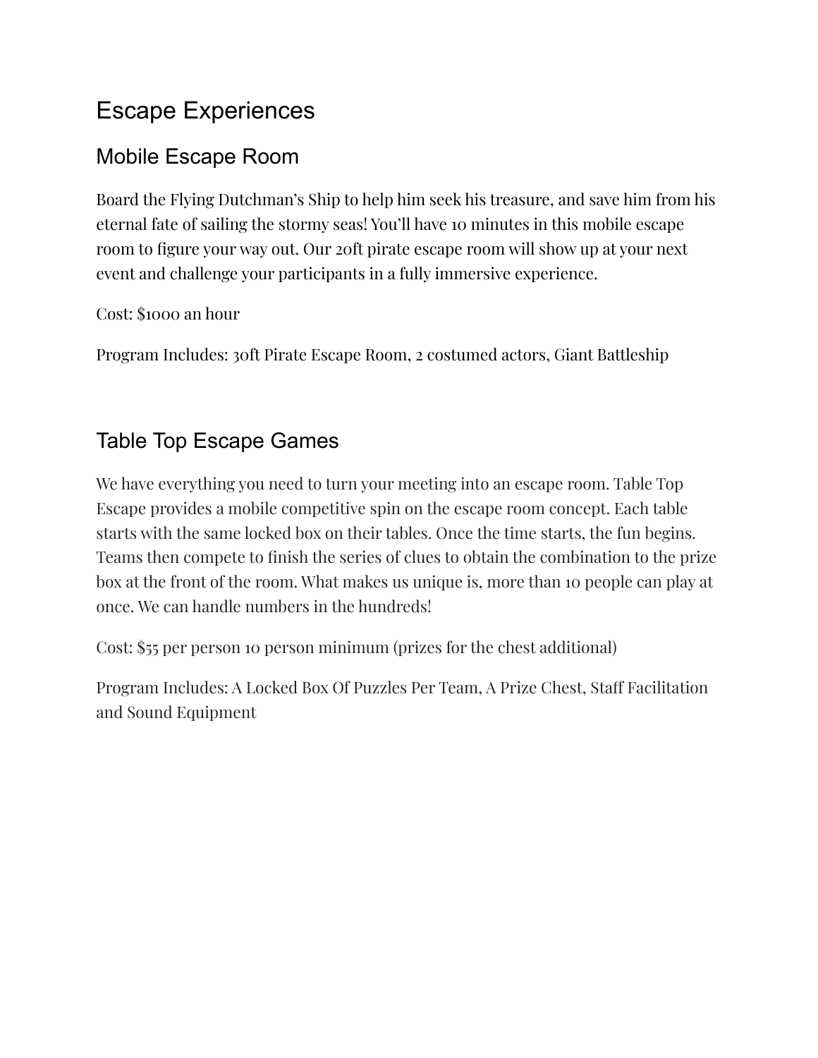# Escape Experiences

## Mobile Escape Room

Board the Flying Dutchman's Ship to help him seek his treasure, and save him from his eternal fate of sailing the stormy seas! You'll have 10 minutes in this mobile escape room to figure your way out. Our 20ft pirate escape room will show up at your next event and challenge your participants in a fully immersive experience.

Cost: $1000 an hour

Program Includes: 30ft Pirate Escape Room, 2 costumed actors, Giant Battleship

## Table Top Escape Games

We have everything you need to turn your meeting into an escape room. Table Top Escape provides a mobile competitive spin on the escape room concept. Each table starts with the same locked box on their tables. Once the time starts, the fun begins. Teams then compete to finish the series of clues to obtain the combination to the prize box at the front of the room. What makes us unique is, more than 10 people can play at once. We can handle numbers in the hundreds!

Cost: $55 per person 10 person minimum (prizes for the chest additional)

Program Includes: A Locked Box Of Puzzles Per Team, A Prize Chest, Staff Facilitation and Sound Equipment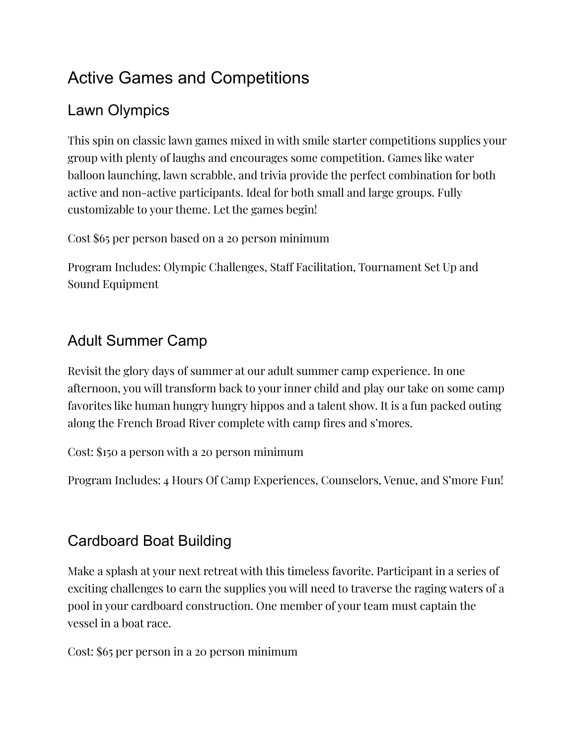# Active Games and Competitions

## Lawn Olympics

This spin on classic lawn games mixed in with smile starter competitions supplies your group with plenty of laughs and encourages some competition. Games like water balloon launching, lawn scrabble, and trivia provide the perfect combination for both active and non-active participants. Ideal for both small and large groups. Fully customizable to your theme. Let the games begin!

Cost $65 per person based on a 20 person minimum

Program Includes: Olympic Challenges, Staff Facilitation, Tournament Set Up and Sound Equipment

## Adult Summer Camp

Revisit the glory days of summer at our adult summer camp experience. In one afternoon, you will transform back to your inner child and play our take on some camp favorites like human hungry hungry hippos and a talent show. It is a fun packed outing along the French Broad River complete with camp fires and s'mores.

Cost: $150 a person with a 20 person minimum

Program Includes: 4 Hours Of Camp Experiences, Counselors, Venue, and S'more Fun!

## Cardboard Boat Building

Make a splash at your next retreat with this timeless favorite. Participant in a series of exciting challenges to earn the supplies you will need to traverse the raging waters of a pool in your cardboard construction. One member of your team must captain the vessel in a boat race.

Cost: $65 per person in a 20 person minimum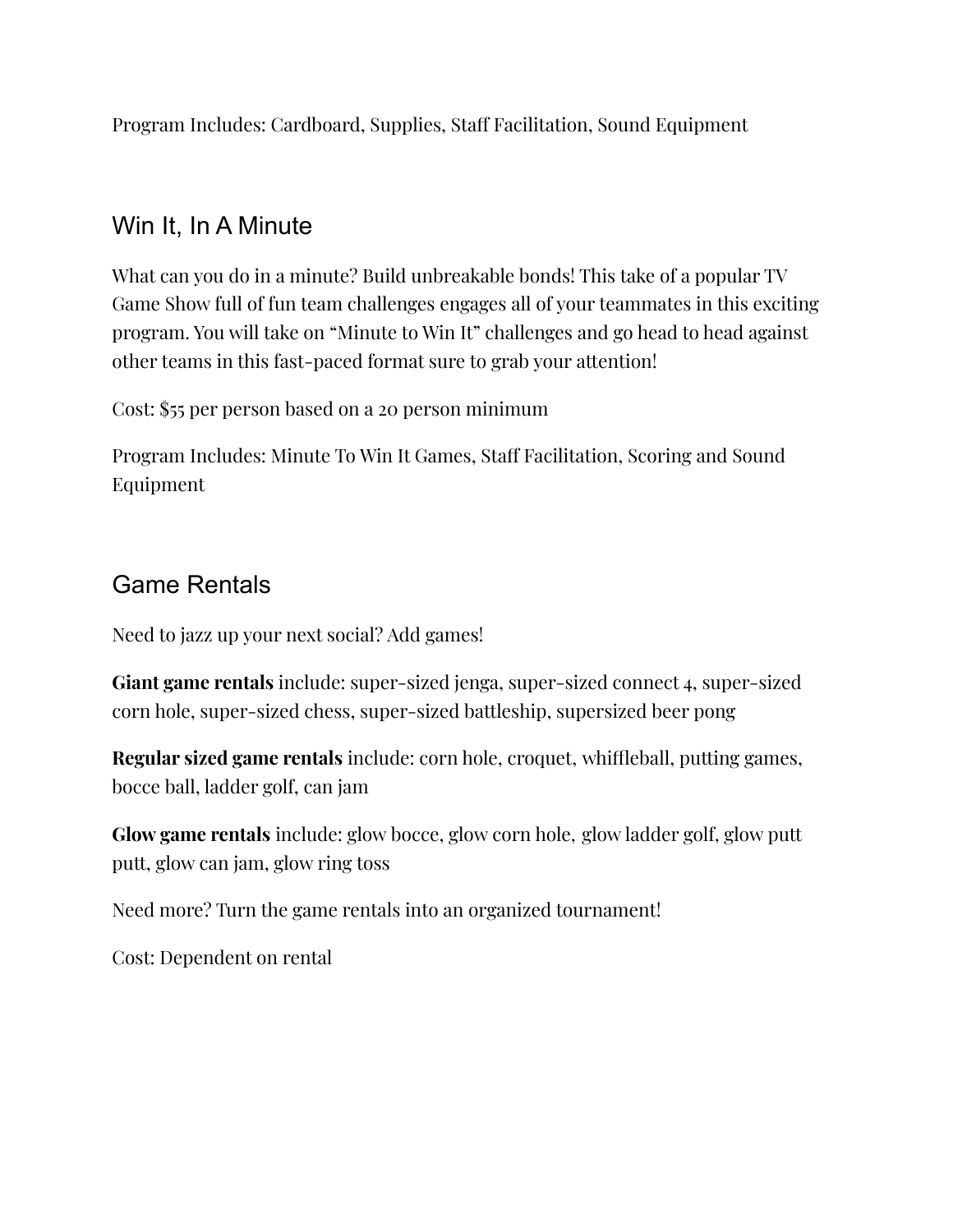Program Includes: Cardboard, Supplies, Staff Facilitation, Sound Equipment

## Win It, In A Minute

What can you do in a minute? Build unbreakable bonds! This take of a popular TV Game Show full of fun team challenges engages all of your teammates in this exciting program. You will take on "Minute to Win It" challenges and go head to head against other teams in this fast-paced format sure to grab your attention!

Cost: $55 per person based on a 20 person minimum

Program Includes: Minute To Win It Games, Staff Facilitation, Scoring and Sound Equipment

## Game Rentals

Need to jazz up your next social? Add games!

**Giant game rentals** include: super-sized jenga, super-sized connect 4, super-sized corn hole, super-sized chess, super-sized battleship, supersized beer pong

**Regular sized game rentals** include: corn hole, croquet, whiffleball, putting games, bocce ball, ladder golf, can jam

**Glow game rentals** include: glow bocce, glow corn hole, glow ladder golf, glow putt putt, glow can jam, glow ring toss

Need more? Turn the game rentals into an organized tournament!

Cost: Dependent on rental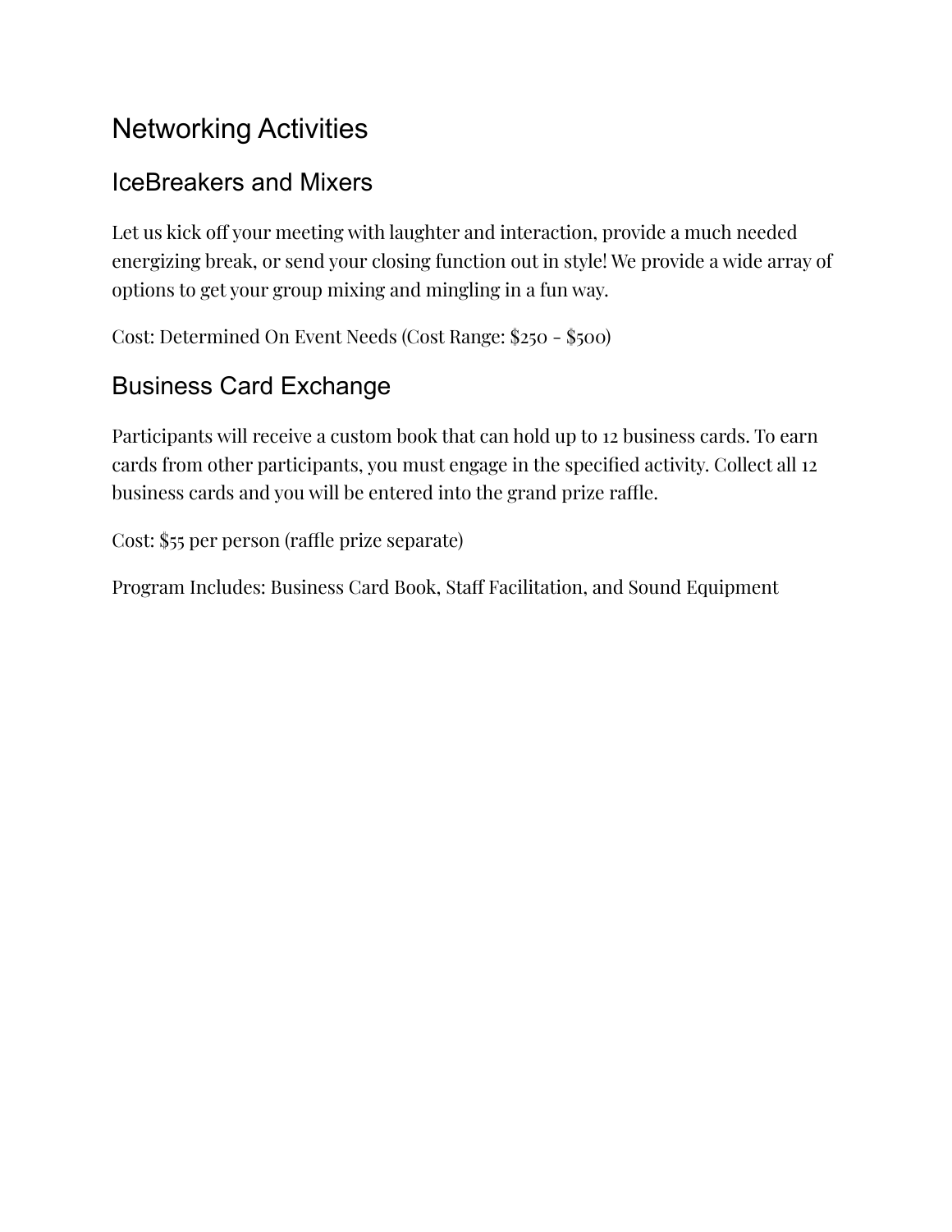# Networking Activities

## IceBreakers and Mixers

Let us kick off your meeting with laughter and interaction, provide a much needed energizing break, or send your closing function out in style! We provide a wide array of options to get your group mixing and mingling in a fun way.

Cost: Determined On Event Needs (Cost Range: $250 - $500)

## Business Card Exchange

Participants will receive a custom book that can hold up to 12 business cards. To earn cards from other participants, you must engage in the specified activity. Collect all 12 business cards and you will be entered into the grand prize raffle.

Cost: $55 per person (raffle prize separate)

Program Includes: Business Card Book, Staff Facilitation, and Sound Equipment